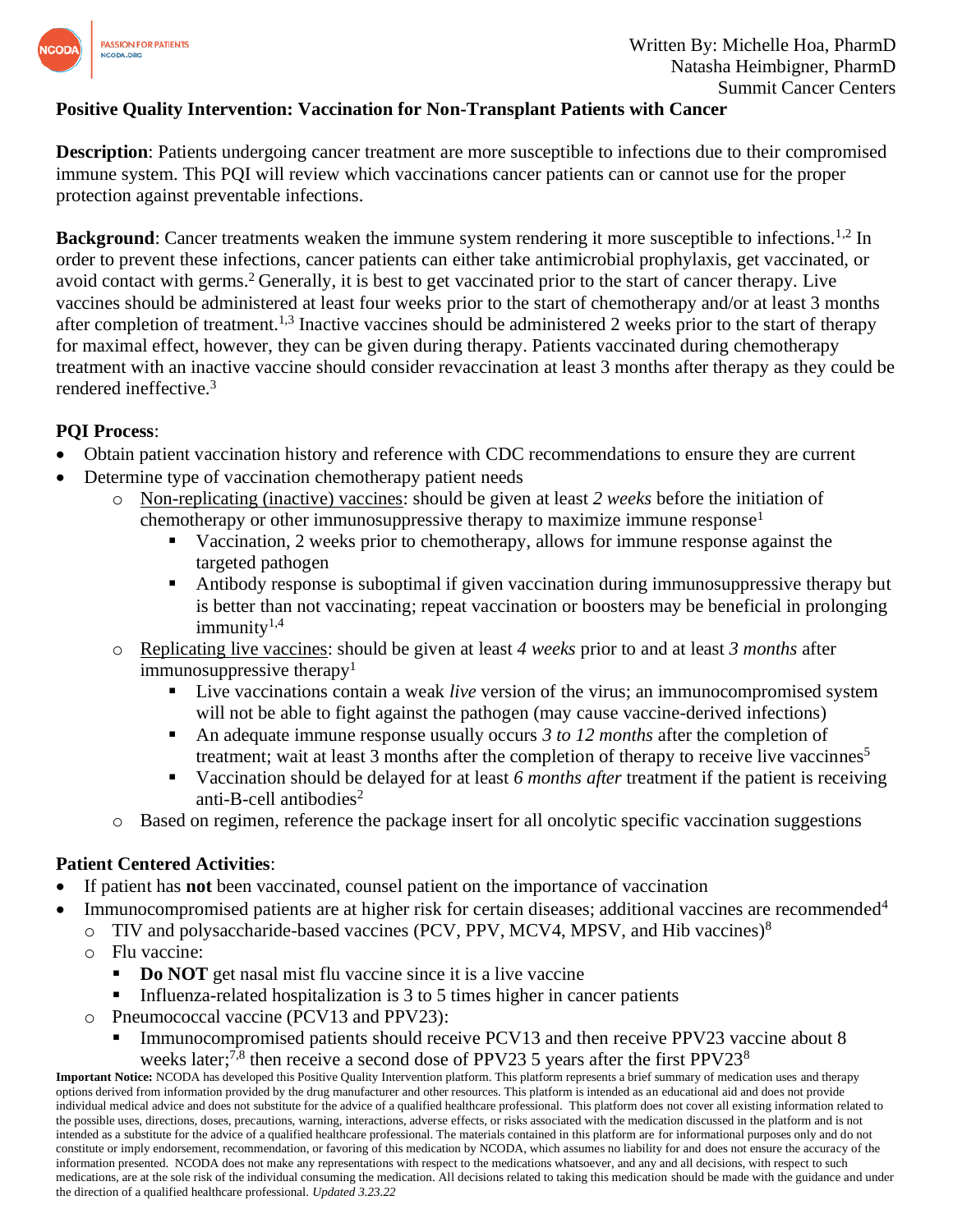Written By: Michelle Hoa, PharmD
Natasha Heimbigner, PharmD
Summit Cancer Centers

# Positive Quality Intervention: Vaccination for Non-Transplant Patients with Cancer

**Description**: Patients undergoing cancer treatment are more susceptible to infections due to their compromised immune system. This PQI will review which vaccinations cancer patients can or cannot use for the proper protection against preventable infections.

**Background**: Cancer treatments weaken the immune system rendering it more susceptible to infections.[1,2] In order to prevent these infections, cancer patients can either take antimicrobial prophylaxis, get vaccinated, or avoid contact with germs.[2] Generally, it is best to get vaccinated prior to the start of cancer therapy. Live vaccines should be administered at least four weeks prior to the start of chemotherapy and/or at least 3 months after completion of treatment.[1,3] Inactive vaccines should be administered 2 weeks prior to the start of therapy for maximal effect, however, they can be given during therapy. Patients vaccinated during chemotherapy treatment with an inactive vaccine should consider revaccination at least 3 months after therapy as they could be rendered ineffective.[3]

## PQI Process:

- Obtain patient vaccination history and reference with CDC recommendations to ensure they are current
- Determine type of vaccination chemotherapy patient needs
  - Non-replicating (inactive) vaccines: should be given at least *2 weeks* before the initiation of chemotherapy or other immunosuppressive therapy to maximize immune response[1]
    - Vaccination, 2 weeks prior to chemotherapy, allows for immune response against the targeted pathogen
    - Antibody response is suboptimal if given vaccination during immunosuppressive therapy but is better than not vaccinating; repeat vaccination or boosters may be beneficial in prolonging immunity[1,4]
  - Replicating live vaccines: should be given at least *4 weeks* prior to and at least *3 months* after immunosuppressive therapy[1]
    - Live vaccinations contain a weak *live* version of the virus; an immunocompromised system will not be able to fight against the pathogen (may cause vaccine-derived infections)
    - An adequate immune response usually occurs *3 to 12 months* after the completion of treatment; wait at least 3 months after the completion of therapy to receive live vaccinnes[5]
    - Vaccination should be delayed for at least *6 months after* treatment if the patient is receiving anti-B-cell antibodies[2]
  - Based on regimen, reference the package insert for all oncolytic specific vaccination suggestions

## Patient Centered Activities:

- If patient has **not** been vaccinated, counsel patient on the importance of vaccination
- Immunocompromised patients are at higher risk for certain diseases; additional vaccines are recommended[4]
  - TIV and polysaccharide-based vaccines (PCV, PPV, MCV4, MPSV, and Hib vaccines)[8]
  - Flu vaccine:
    - **Do NOT** get nasal mist flu vaccine since it is a live vaccine
    - Influenza-related hospitalization is 3 to 5 times higher in cancer patients
  - Pneumococcal vaccine (PCV13 and PPV23):
    - Immunocompromised patients should receive PCV13 and then receive PPV23 vaccine about 8 weeks later;[7,8] then receive a second dose of PPV23 5 years after the first PPV23[8]

**Important Notice:** NCODA has developed this Positive Quality Intervention platform. This platform represents a brief summary of medication uses and therapy options derived from information provided by the drug manufacturer and other resources. This platform is intended as an educational aid and does not provide individual medical advice and does not substitute for the advice of a qualified healthcare professional. This platform does not cover all existing information related to the possible uses, directions, doses, precautions, warning, interactions, adverse effects, or risks associated with the medication discussed in the platform and is not intended as a substitute for the advice of a qualified healthcare professional. The materials contained in this platform are for informational purposes only and do not constitute or imply endorsement, recommendation, or favoring of this medication by NCODA, which assumes no liability for and does not ensure the accuracy of the information presented. NCODA does not make any representations with respect to the medications whatsoever, and any and all decisions, with respect to such medications, are at the sole risk of the individual consuming the medication. All decisions related to taking this medication should be made with the guidance and under the direction of a qualified healthcare professional. *Updated 3.23.22*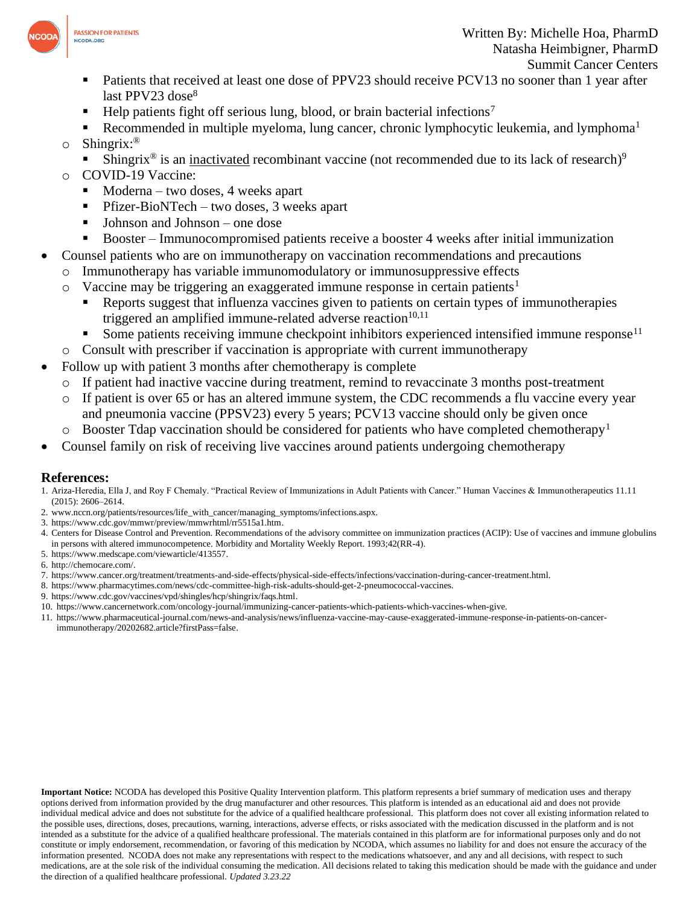- Patients that received at least one dose of PPV23 should receive PCV13 no sooner than 1 year after last PPV23 dose[8]
    - Help patients fight off serious lung, blood, or brain bacterial infections[7]
    - Recommended in multiple myeloma, lung cancer, chronic lymphocytic leukemia, and lymphoma[1]
  - Shingrix:®
    - Shingrix® is an inactivated recombinant vaccine (not recommended due to its lack of research)[9]
  - COVID-19 Vaccine:
    - Moderna – two doses, 4 weeks apart
    - Pfizer-BioNTech – two doses, 3 weeks apart
    - Johnson and Johnson – one dose
    - Booster – Immunocompromised patients receive a booster 4 weeks after initial immunization
- Counsel patients who are on immunotherapy on vaccination recommendations and precautions
  - Immunotherapy has variable immunomodulatory or immunosuppressive effects
  - Vaccine may be triggering an exaggerated immune response in certain patients[1]
    - Reports suggest that influenza vaccines given to patients on certain types of immunotherapies triggered an amplified immune-related adverse reaction[10,11]
    - Some patients receiving immune checkpoint inhibitors experienced intensified immune response[11]
  - Consult with prescriber if vaccination is appropriate with current immunotherapy
- Follow up with patient 3 months after chemotherapy is complete
  - If patient had inactive vaccine during treatment, remind to revaccinate 3 months post-treatment
  - If patient is over 65 or has an altered immune system, the CDC recommends a flu vaccine every year and pneumonia vaccine (PPSV23) every 5 years; PCV13 vaccine should only be given once
  - Booster Tdap vaccination should be considered for patients who have completed chemotherapy[1]
- Counsel family on risk of receiving live vaccines around patients undergoing chemotherapy

## References:

1. Ariza-Heredia, Ella J, and Roy F Chemaly. "Practical Review of Immunizations in Adult Patients with Cancer." Human Vaccines & Immunotherapeutics 11.11 (2015): 2606–2614.
2. www.nccn.org/patients/resources/life_with_cancer/managing_symptoms/infections.aspx.
3. https://www.cdc.gov/mmwr/preview/mmwrhtml/rr5515a1.htm.
4. Centers for Disease Control and Prevention. Recommendations of the advisory committee on immunization practices (ACIP): Use of vaccines and immune globulins in persons with altered immunocompetence. Morbidity and Mortality Weekly Report. 1993;42(RR-4).
5. https://www.medscape.com/viewarticle/413557.
6. http://chemocare.com/.
7. https://www.cancer.org/treatment/treatments-and-side-effects/physical-side-effects/infections/vaccination-during-cancer-treatment.html.
8. https://www.pharmacytimes.com/news/cdc-committee-high-risk-adults-should-get-2-pneumococcal-vaccines.
9. https://www.cdc.gov/vaccines/vpd/shingles/hcp/shingrix/faqs.html.
10. https://www.cancernetwork.com/oncology-journal/immunizing-cancer-patients-which-patients-which-vaccines-when-give.
11. https://www.pharmaceutical-journal.com/news-and-analysis/news/influenza-vaccine-may-cause-exaggerated-immune-response-in-patients-on-cancer-immunotherapy/20202682.article?firstPass=false.

**Important Notice:** NCODA has developed this Positive Quality Intervention platform. This platform represents a brief summary of medication uses and therapy options derived from information provided by the drug manufacturer and other resources. This platform is intended as an educational aid and does not provide individual medical advice and does not substitute for the advice of a qualified healthcare professional. This platform does not cover all existing information related to the possible uses, directions, doses, precautions, warning, interactions, adverse effects, or risks associated with the medication discussed in the platform and is not intended as a substitute for the advice of a qualified healthcare professional. The materials contained in this platform are for informational purposes only and do not constitute or imply endorsement, recommendation, or favoring of this medication by NCODA, which assumes no liability for and does not ensure the accuracy of the information presented. NCODA does not make any representations with respect to the medications whatsoever, and any and all decisions, with respect to such medications, are at the sole risk of the individual consuming the medication. All decisions related to taking this medication should be made with the guidance and under the direction of a qualified healthcare professional. *Updated 3.23.22*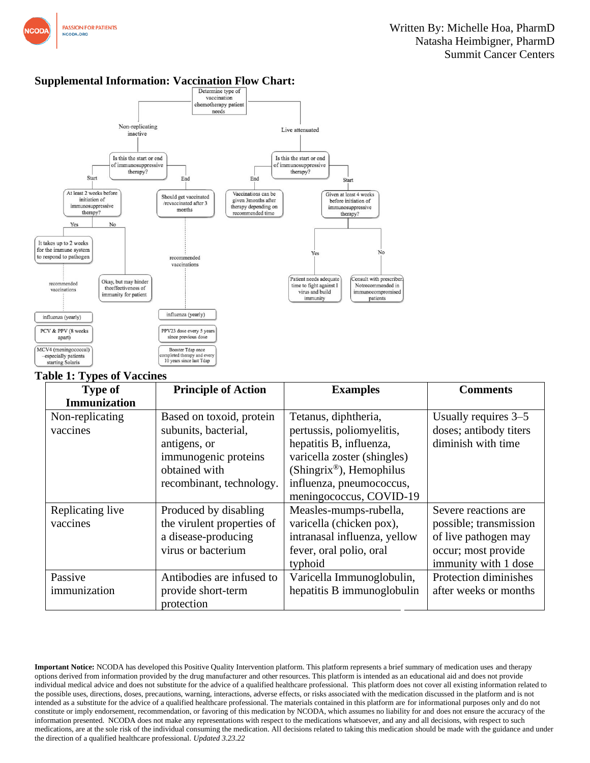## Supplemental Information: Vaccination Flow Chart:

Determine type of vaccination chemotherapy patient needs

Non-replicating inactive

Is this the start or end of immunosuppressive therapy?

Start

At least 2 weeks before initiation of immunosuppressive therapy?

Yes

It takes up to 2 weeks for the immune system to respond to pathogen

recommended vaccinations

influenza (yearly)

PCV & PPV (8 weeks apart)

MCV4 (meningococcal) –especially patients starting Solaris

No

Okay, but may hinder theeffectiveness of immunity for patient

End

Should get vaccinated /revaccinated after 3 months

recommended vaccinations

influenza (yearly)

PPV23 dose every 5 years since previous dose

Booster Tdap once completed therapy and every 10 years since last Tdap

Live attenuated

Is this the start or end of immunosuppressive therapy?

End

Vaccinations can be given 3months after therapy depending on recommended time

Start

Given at least 4 weeks before initiation of immunosuppressive therapy?

Yes

Patient needs adequate time to fight against I virus and build immunity

No

Consult with prescriber. Notrecommended in immunocompromised patients

## Table 1: Types of Vaccines

| Type of Immunization | Principle of Action | Examples | Comments |
|---|---|---|---|
| Non-replicating vaccines | Based on toxoid, protein subunits, bacterial, antigens, or immunogenic proteins obtained with recombinant, technology. | Tetanus, diphtheria, pertussis, poliomyelitis, hepatitis B, influenza, varicella zoster (shingles) (Shingrix®), Hemophilus influenza, pneumococcus, meningococcus, COVID-19 | Usually requires 3–5 doses; antibody titers diminish with time |
| Replicating live vaccines | Produced by disabling the virulent properties of a disease-producing virus or bacterium | Measles-mumps-rubella, varicella (chicken pox), intranasal influenza, yellow fever, oral polio, oral typhoid | Severe reactions are possible; transmission of live pathogen may occur; most provide immunity with 1 dose |
| Passive immunization | Antibodies are infused to provide short-term protection | Varicella Immunoglobulin, hepatitis B immunoglobulin | Protection diminishes after weeks or months |

**Important Notice:** NCODA has developed this Positive Quality Intervention platform. This platform represents a brief summary of medication uses and therapy options derived from information provided by the drug manufacturer and other resources. This platform is intended as an educational aid and does not provide individual medical advice and does not substitute for the advice of a qualified healthcare professional. This platform does not cover all existing information related to the possible uses, directions, doses, precautions, warning, interactions, adverse effects, or risks associated with the medication discussed in the platform and is not intended as a substitute for the advice of a qualified healthcare professional. The materials contained in this platform are for informational purposes only and do not constitute or imply endorsement, recommendation, or favoring of this medication by NCODA, which assumes no liability for and does not ensure the accuracy of the information presented. NCODA does not make any representations with respect to the medications whatsoever, and any and all decisions, with respect to such medications, are at the sole risk of the individual consuming the medication. All decisions related to taking this medication should be made with the guidance and under the direction of a qualified healthcare professional. *Updated 3.23.22*